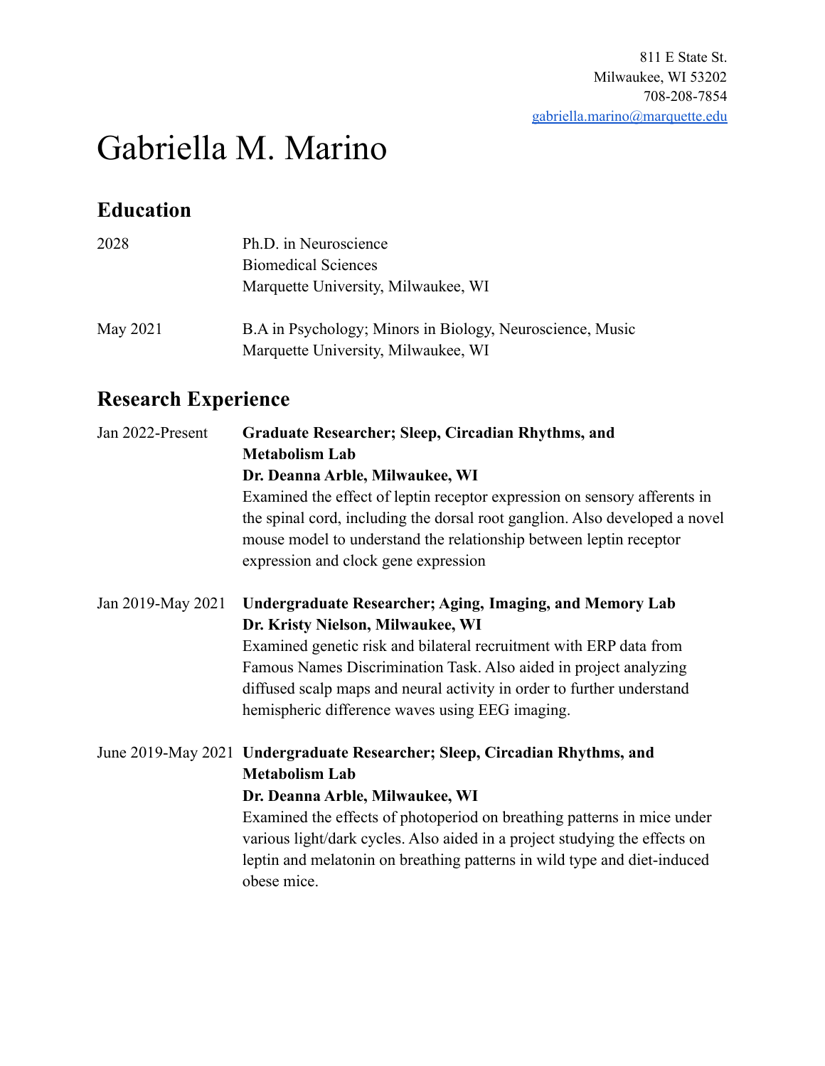811 E State St.
Milwaukee, WI 53202
708-208-7854
gabriella.marino@marquette.edu

# Gabriella M. Marino

## Education

2028 — Ph.D. in Neuroscience
Biomedical Sciences
Marquette University, Milwaukee, WI

May 2021 — B.A in Psychology; Minors in Biology, Neuroscience, Music
Marquette University, Milwaukee, WI

## Research Experience

Jan 2022-Present — **Graduate Researcher; Sleep, Circadian Rhythms, and Metabolism Lab**
**Dr. Deanna Arble, Milwaukee, WI**
Examined the effect of leptin receptor expression on sensory afferents in the spinal cord, including the dorsal root ganglion. Also developed a novel mouse model to understand the relationship between leptin receptor expression and clock gene expression

Jan 2019-May 2021 — **Undergraduate Researcher; Aging, Imaging, and Memory Lab**
**Dr. Kristy Nielson, Milwaukee, WI**
Examined genetic risk and bilateral recruitment with ERP data from Famous Names Discrimination Task. Also aided in project analyzing diffused scalp maps and neural activity in order to further understand hemispheric difference waves using EEG imaging.

June 2019-May 2021 — **Undergraduate Researcher; Sleep, Circadian Rhythms, and Metabolism Lab**
**Dr. Deanna Arble, Milwaukee, WI**
Examined the effects of photoperiod on breathing patterns in mice under various light/dark cycles. Also aided in a project studying the effects on leptin and melatonin on breathing patterns in wild type and diet-induced obese mice.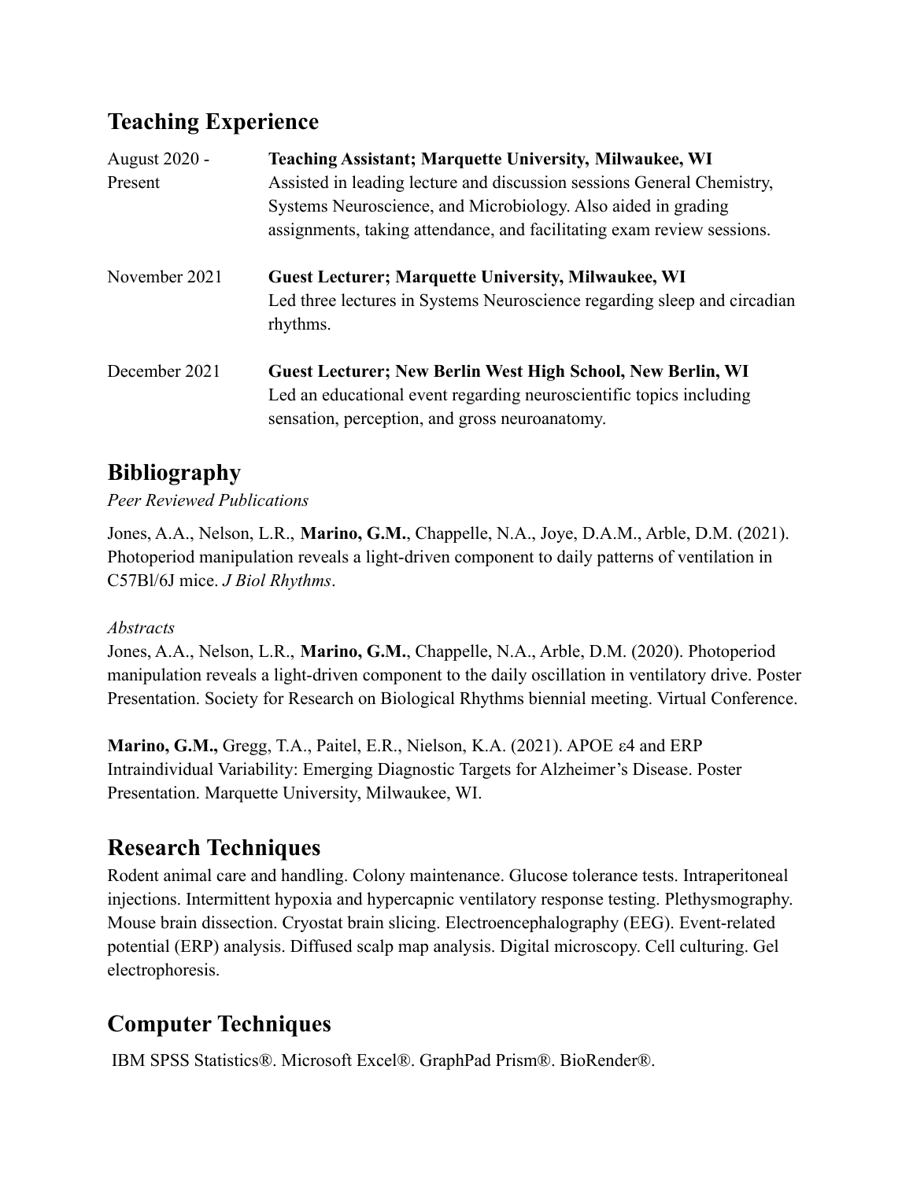## Teaching Experience

| | |
|---|---|
| August 2020 - Present | **Teaching Assistant; Marquette University, Milwaukee, WI** Assisted in leading lecture and discussion sessions General Chemistry, Systems Neuroscience, and Microbiology. Also aided in grading assignments, taking attendance, and facilitating exam review sessions. |
| November 2021 | **Guest Lecturer; Marquette University, Milwaukee, WI** Led three lectures in Systems Neuroscience regarding sleep and circadian rhythms. |
| December 2021 | **Guest Lecturer; New Berlin West High School, New Berlin, WI** Led an educational event regarding neuroscientific topics including sensation, perception, and gross neuroanatomy. |

## Bibliography

*Peer Reviewed Publications*

Jones, A.A., Nelson, L.R., **Marino, G.M.**, Chappelle, N.A., Joye, D.A.M., Arble, D.M. (2021). Photoperiod manipulation reveals a light-driven component to daily patterns of ventilation in C57Bl/6J mice. *J Biol Rhythms*.

*Abstracts*

Jones, A.A., Nelson, L.R., **Marino, G.M.**, Chappelle, N.A., Arble, D.M. (2020). Photoperiod manipulation reveals a light-driven component to the daily oscillation in ventilatory drive. Poster Presentation. Society for Research on Biological Rhythms biennial meeting. Virtual Conference.

**Marino, G.M.,** Gregg, T.A., Paitel, E.R., Nielson, K.A. (2021). APOE ε4 and ERP Intraindividual Variability: Emerging Diagnostic Targets for Alzheimer's Disease. Poster Presentation. Marquette University, Milwaukee, WI.

## Research Techniques

Rodent animal care and handling. Colony maintenance. Glucose tolerance tests. Intraperitoneal injections. Intermittent hypoxia and hypercapnic ventilatory response testing. Plethysmography. Mouse brain dissection. Cryostat brain slicing. Electroencephalography (EEG). Event-related potential (ERP) analysis. Diffused scalp map analysis. Digital microscopy. Cell culturing. Gel electrophoresis.

## Computer Techniques

IBM SPSS Statistics®. Microsoft Excel®. GraphPad Prism®. BioRender®.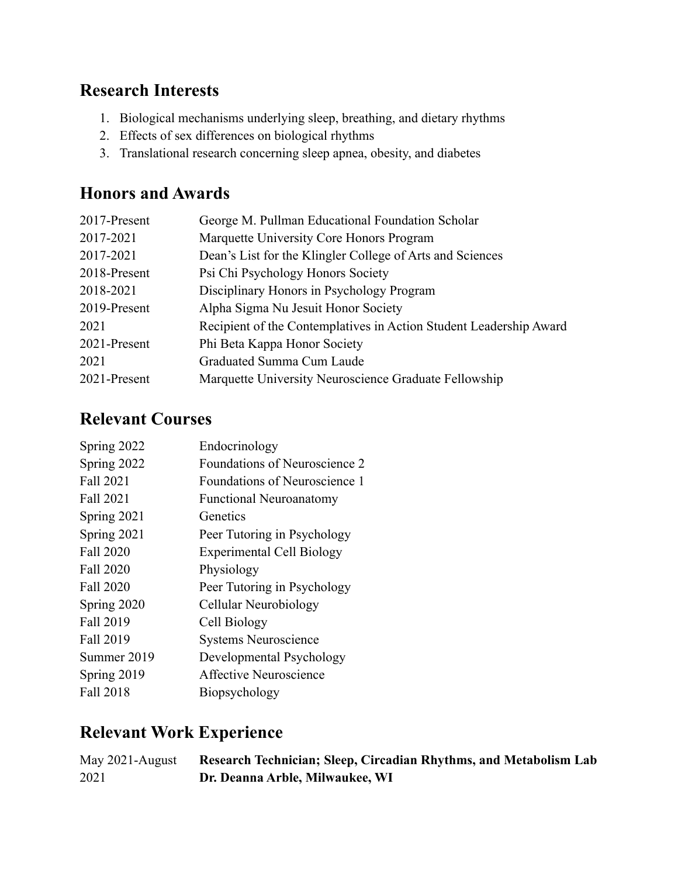## Research Interests

1. Biological mechanisms underlying sleep, breathing, and dietary rhythms
2. Effects of sex differences on biological rhythms
3. Translational research concerning sleep apnea, obesity, and diabetes

## Honors and Awards

| | |
|---|---|
| 2017-Present | George M. Pullman Educational Foundation Scholar |
| 2017-2021 | Marquette University Core Honors Program |
| 2017-2021 | Dean's List for the Klingler College of Arts and Sciences |
| 2018-Present | Psi Chi Psychology Honors Society |
| 2018-2021 | Disciplinary Honors in Psychology Program |
| 2019-Present | Alpha Sigma Nu Jesuit Honor Society |
| 2021 | Recipient of the Contemplatives in Action Student Leadership Award |
| 2021-Present | Phi Beta Kappa Honor Society |
| 2021 | Graduated Summa Cum Laude |
| 2021-Present | Marquette University Neuroscience Graduate Fellowship |

## Relevant Courses

| | |
|---|---|
| Spring 2022 | Endocrinology |
| Spring 2022 | Foundations of Neuroscience 2 |
| Fall 2021 | Foundations of Neuroscience 1 |
| Fall 2021 | Functional Neuroanatomy |
| Spring 2021 | Genetics |
| Spring 2021 | Peer Tutoring in Psychology |
| Fall 2020 | Experimental Cell Biology |
| Fall 2020 | Physiology |
| Fall 2020 | Peer Tutoring in Psychology |
| Spring 2020 | Cellular Neurobiology |
| Fall 2019 | Cell Biology |
| Fall 2019 | Systems Neuroscience |
| Summer 2019 | Developmental Psychology |
| Spring 2019 | Affective Neuroscience |
| Fall 2018 | Biopsychology |

## Relevant Work Experience

May 2021-August 2021 **Research Technician; Sleep, Circadian Rhythms, and Metabolism Lab**
**Dr. Deanna Arble, Milwaukee, WI**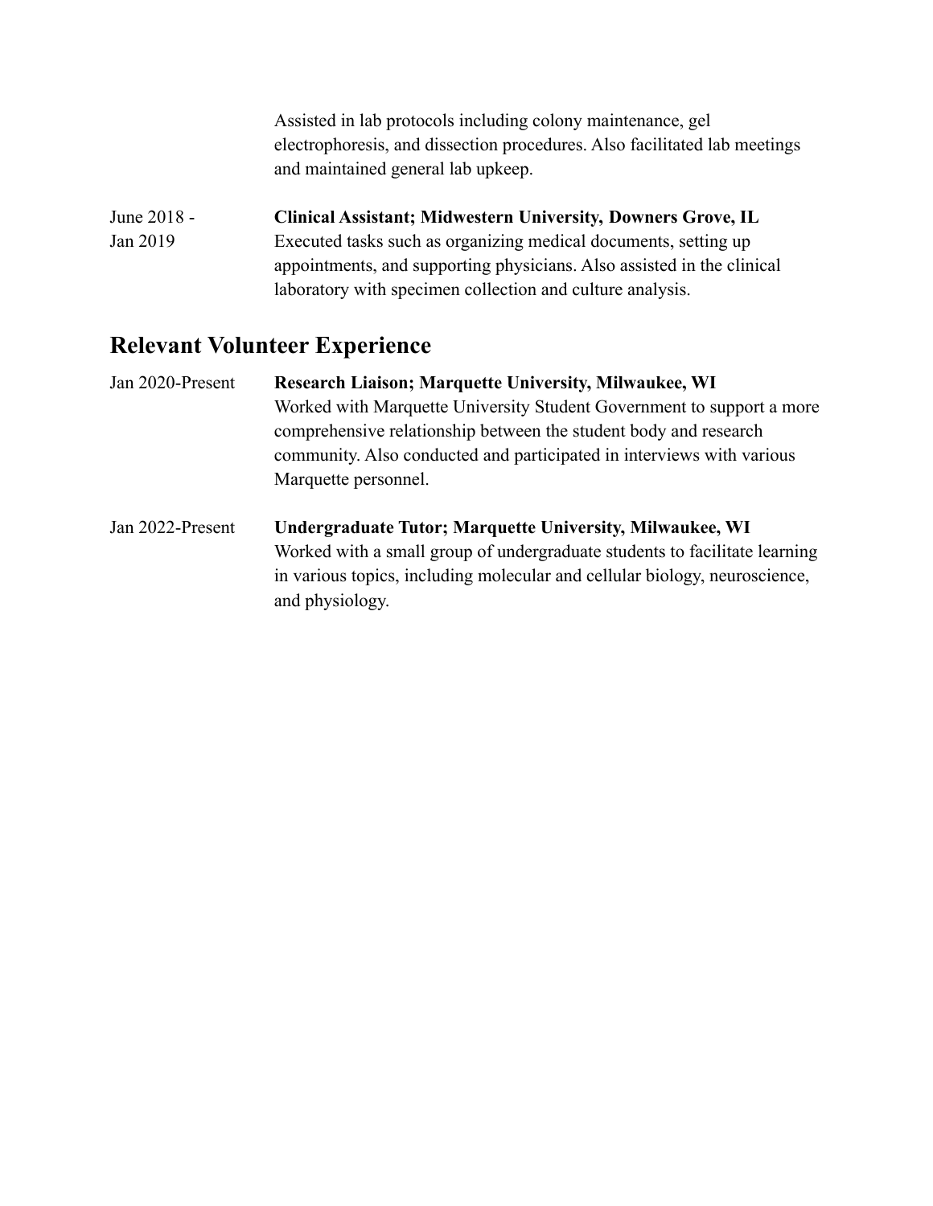Assisted in lab protocols including colony maintenance, gel electrophoresis, and dissection procedures. Also facilitated lab meetings and maintained general lab upkeep.

June 2018 - Jan 2019 — **Clinical Assistant; Midwestern University, Downers Grove, IL**
Executed tasks such as organizing medical documents, setting up appointments, and supporting physicians. Also assisted in the clinical laboratory with specimen collection and culture analysis.

## Relevant Volunteer Experience

Jan 2020-Present — **Research Liaison; Marquette University, Milwaukee, WI**
Worked with Marquette University Student Government to support a more comprehensive relationship between the student body and research community. Also conducted and participated in interviews with various Marquette personnel.

Jan 2022-Present — **Undergraduate Tutor; Marquette University, Milwaukee, WI**
Worked with a small group of undergraduate students to facilitate learning in various topics, including molecular and cellular biology, neuroscience, and physiology.